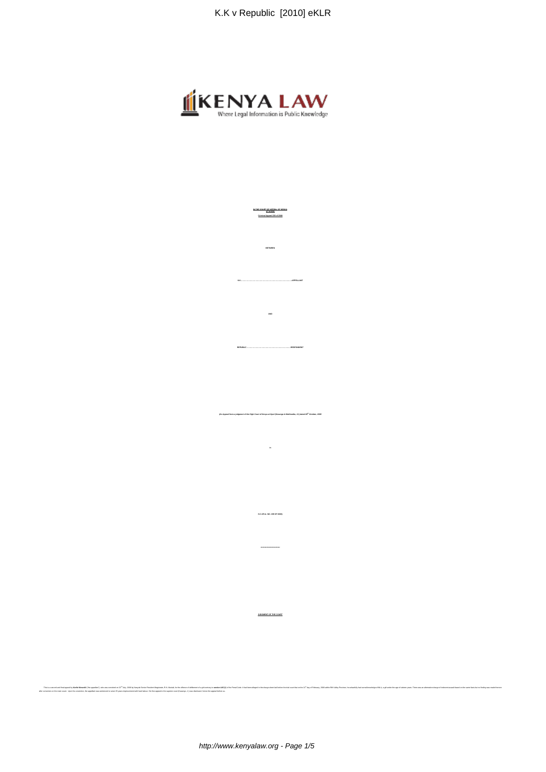**IN THE COURT OF APPEAL OF KENYA**
**AT NYERI**
**Criminal Appeal 339 of 2009**

**BETWEEN**

**K.K.……………………………………………………………APPELLANT**

**AND**

**REPUBLIC………………………………………………………RESPONDENT**

***(An Appeal from a judgment of the High Court of Kenya at Nyeri (Kasango & Makhandia, JJ.) dated 28th October, 2009***

**in**

**H.C.CR.A. NO. 199 OF 2008)**

**\*\*\*\*\*\*\*\*\*\*\*\*\*\*\*\*\*\*\*\*\*\***

**JUDGMENT OF THE COURT**

This is a second and final appeal by **Karile Kimondi** ("the appellant"), who was convicted on 22nd July, 2008 by Nanyuki Senior Resident Magistrate, R.N. Murage, for the offence of defilement of a girl contrary to **section 145 (1)** of the Penal Code. It had been alleged in the charge sheet laid before the trial court that on the 21st day of February, 2008 within Rift Valley Province, he unlawfully had carnal knowledge of **N. L.** a girl under the age of sixteen years. There was an alternative charge of indecent assault based on the same facts but no finding was made thereon after conviction on the main count. Upon his conviction, the appellant was sentenced to serve 15 years imprisonment with hard labour. His first appeal to the superior court (Kasango, J.) was dismissed. Hence the appeal before us.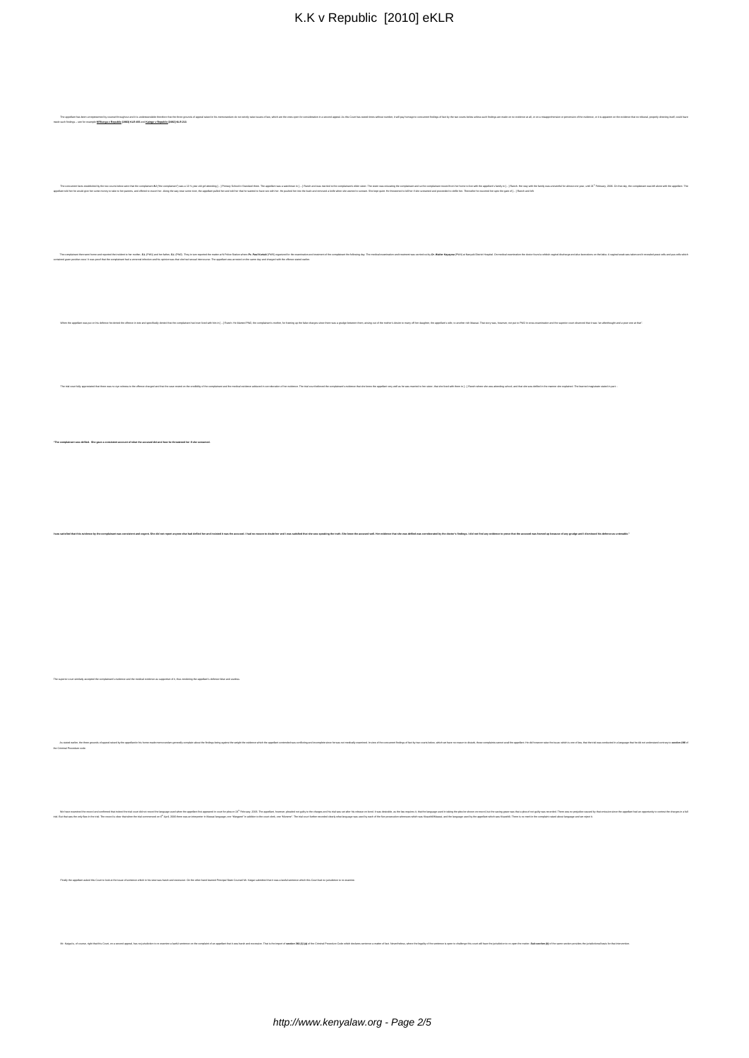The appellant has been unrepresented by counsel throughout and it is understandable therefore that the three grounds of appeal raised in his memorandum do not strictly raise issues of law, which are the ones open for consideration in a second appeal. As this Court has stated times without number, it will pay homage to concurrent findings of fact by the two courts below unless such findings are made on no evidence at all, or on a misapprehension or perversion of the evidence, or it is apparent on the evidence that no tribunal, properly directing itself, could have made such findings – see for example **M'Riungu v Republic [1983] KLR 455** and **Kaingo v Republic (1982) KLR 213**.

The concurrent facts established by the two courts below were that the complainant **M.I** ("the complainant") was a 13 ½ year old girl attending [...] Primary School in Standard three. The appellant was a watchman in [...] Ranch and was married to the complainant's elder sister. The sister was educating the complainant and so the complainant moved from her home to live with the appellant's family in [...] Ranch. Her stay with the family was uneventful for almost one year, until 1st February, 2006. On that day, the complainant was left alone with the appellant. The appellant told her he would give her some money to take to her parents, and offered to escort her. Along the way near some river, the appellant pulled her and told her that he wanted to have sex with her. He pushed her into the bush and removed a knife when she wanted to scream. She kept quiet. He threatened to kill her if she screamed and proceeded to defile her. Thereafter he escorted her upto the gate of [...] Ranch and left.

The complainant then went home and reported the incident to her mother, **E.L** (PW1) and her father, **E.L** (PW2). They in turn reported the matter at N Police Station where **Pc. Paul Kariuki** (PW3) organized for the examination and treatment of the complainant the following day. The medical examination and treatment was carried out by **Dr. Walter Kayayma** (PW4) at Nanyuki District Hospital. On medical examination the doctor found a whitish vaginal discharge and also lacerations on the labia. A vaginal swab was taken and it revealed pus cells and pus cells which contained gram positive cocci. It was proof that the complainant had a venereal infection and his opinion was that she had sexual intercourse. The appellant was arrested on the same day and charged with the offence stated earlier.

When the appellant was put on his defence he denied the offence in toto and specifically denied that the complainant had ever lived with him in [...] Ranch. He blamed PW2, the complainant's mother, for framing up the false charges since there was a grudge between them, arising out of the mother's desire to marry off her daughter, the appellant's wife, to another rich Maasai. That story was, however, not put to PW2 in cross-examination and the superior court observed that it was "an afterthought and a poor one at that".

The trial court fully appreciated that there was no eye witness to the offence charged and that the case rested on the credibility of the complainant and the medical evidence adduced in corroboration of her evidence. The trial court believed the complainant's evidence that she knew the appellant very well as he was married to her sister; that she lived with them in [...] Ranch where she was attending school; and that she was defiled in the manner she explained. The learned magistrate stated in part:-

**"The complainant was defiled. She gave a consistent account of what the accused did and how he threatened her if she screamed.**

**I was satisfied that this evidence by the complainant was consistent and cogent. She did not report anyone else had defiled her and insisted it was the accused. I had no reason to doubt her and I was satisfied that she was speaking the truth. She knew the accused well. Her evidence that she was defiled was corroborated by the doctor's findings. I did not find any evidence to prove that the accused was framed up because of any grudge and I dismissed his defence as untenable."**

The superior court similarly accepted the complainant's evidence and the medical evidence as supportive of it, thus rendering the appellant's defence false and useless.

As stated earlier, the three grounds of appeal raised by the appellant in his home made memorandum generally complain about the findings being against the weight the evidence which the appellant contended was conflicting and incomplete since he was not medically examined. In view of the concurrent findings of fact by two courts below, which we have no reason to disturb, those complaints cannot avail the appellant. He did however raise the issue, which is one of law, that the trial was conducted in a language that he did not understand contrary to **section 198** of the Criminal Procedure code.

We have examined the record and confirmed that indeed the trial court did not record the language used when the appellant first appeared in court for plea on 13th February, 2006. The appellant, however, pleaded not guilty to the charges and his trial was set after his release on bond. It was desirable, as the law requires it, that the language used in taking the plea be shown on record but the saving grace was that a plea of not guilty was recorded. There was no prejudice caused by that omission since the appellant had an opportunity to contest the charges in a full trial. But that was the only flaw in the trial. The record is clear that when the trial commenced on 6th April, 2006 there was an interpreter in Maasai language, one "Mangwai" in addition to the court clerk, one "Muruene". The trial court further recorded clearly what language was used by each of the five prosecution witnesses which was Maasai/Kimaasai, and the language used by the appellant which was Kiswahili. There is no merit in the complaint raised about language and we reject it.

Finally the appellant asked this Court to look at the issue of sentence which in his view was harsh and excessive. On the other hand learned Principal State Counsel Mr. Kaigai submitted that it was a lawful sentence which this Court had no jurisdiction to re-examine.

Mr. Kaigai is, of course, right that this Court, on a second appeal, has no jurisdiction to re-examine a lawful sentence on the complaint of an appellant that it was harsh and excessive. That is the import of **section 361 (1) (a)** of the Criminal Procedure Code which declares sentence a matter of fact. Nevertheless, where the legality of the sentence is open to challenge this court will have the jurisdiction to re-open the matter. **Sub-section (b)** of the same section provides the jurisdictional basis for that intervention.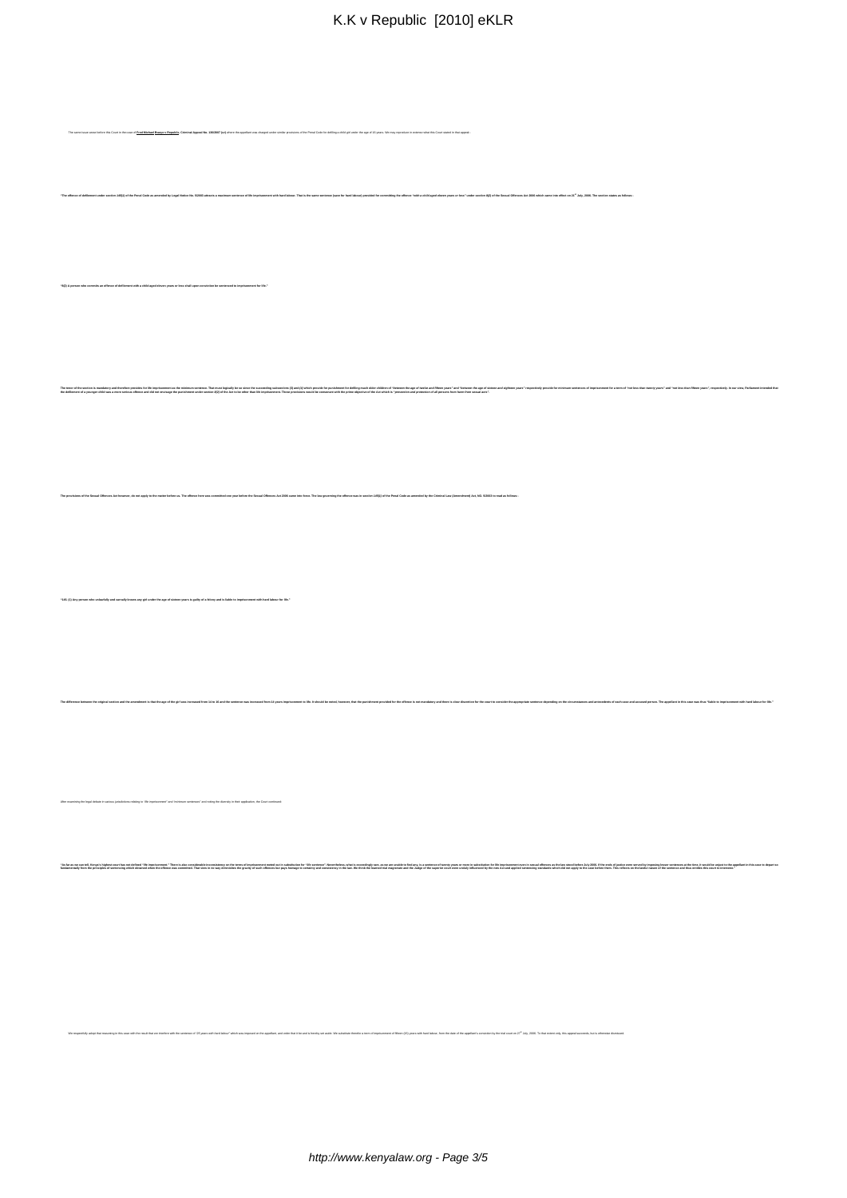The same issue arose before this Court in the case of **Fred Michael Bwayo v Republic**, **Criminal Appeal No. 130/2007** (ur) where the appellant was charged under similar provisions of the Penal Code for defiling a child girl under the age of 16 years. We may reproduce in extenso what this Court stated in that appeal:-

**"The offence of defilement under section 145(1) of the Penal Code as amended by Legal Notice No. 5/2003 attracts a maximum sentence of life imprisonment with hard labour. That is the same sentence (save for hard labour) provided for committing the offence "with a child aged eleven years or less" under section 8(2) of the Sexual Offences Act 2006 which came into effect on 21st July, 2006. The section states as follows:-**

**"8(2) A person who commits an offence of defilement with a child aged eleven years or less shall upon conviction be sentenced to imprisonment for life."**

**The tenor of the section is mandatory and therefore provides for life imprisonment as the minimum sentence. That must logically be so since the succeeding subsections (3) and (4) which provide for punishment for defiling much older children of "between the age of twelve and fifteen years" and "between the age of sixteen and eighteen years" respectively provide for minimum sentences of imprisonment for a term of "not less than twenty years" and "not less than fifteen years", respectively. In our view, Parliament intended that the defilement of a younger child was a more serious offence and did not envisage the punishment under section 8(2) of the Act to be other than life imprisonment. Those provisions would be consonant with the prime objective of the Act which is "prevention and protection of all persons from harm from sexual acts".**

**The provisions of the Sexual Offences Act however, do not apply to the matter before us. The offence here was committed one year before the Sexual Offences Act 2006 came into force. The law governing the offence was in section 145(1) of the Penal Code as amended by the Criminal Law (Amendment) Act, NO. 5/2003 to read as follows:-**

**"145. (1) Any person who unlawfully and carnally knows any girl under the age of sixteen years is guilty of a felony and is liable to imprisonment with hard labour for life."**

**The difference between the original section and the amendment is that the age of the girl was increased from 14 to 16 and the sentence was increased from 14 years imprisonment to life. It should be noted, however, that the punishment provided for the offence is not mandatory and there is clear discretion for the court to consider the appropriate sentence depending on the circumstances and antecedents of each case and accused person. The appellant in this case was thus "liable to imprisonment with hard labour for life."**

After examining the legal debate in various jurisdictions relating to "life imprisonment" and "minimum sentences" and noting the diversity in their application, the Court continued:

**"As far as we can tell, Kenya's highest court has not defined "life imprisonment." There is also considerable inconsistency on the terms of imprisonment meted out in substitution for "life sentence". Nevertheless, what is exceedingly rare, as we are unable to find any, is a sentence of twenty years or more in substitution for life imprisonment even in sexual offences as the law stood before July 2006. If the ends of justice were served by imposing lesser sentences at the time, it would be unjust to the appellant in this case to depart so fundamentally from the principles of sentencing which obtained when the offence was committed. That is in no way diminishes the gravity of such offences but pays homage to certainty and consistency in the law. We think the learned trial magistrate and the Judge of the superior court were unduly influenced by the new Act and applied sentencing standards which did not apply to the case before them. This reflects on the lawful nature of the sentence and thus entitles this court to intervene."**

We respectfully adopt that reasoning in this case with the result that we interfere with the sentence of "20 years with hard labour" which was imposed on the appellant, and order that it be and is hereby set aside. We substitute therefor a term of imprisonment of fifteen (15) years with hard labour, from the date of the appellant's conviction by the trial court on 27th July, 2006. To that extent only, this appeal succeeds, but is otherwise dismissed.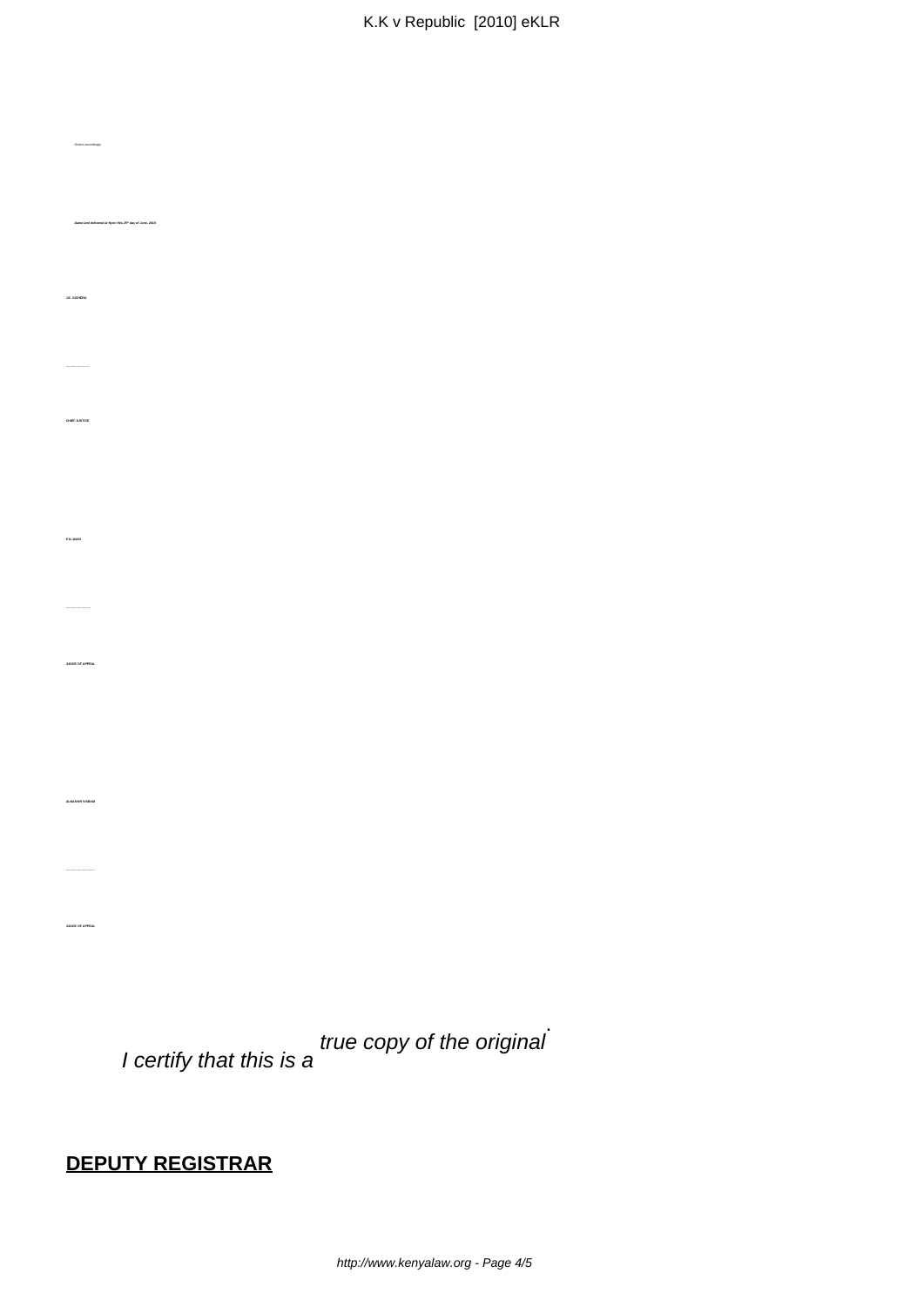Orders accordingly.

*Dated and delivered at Nyeri this 25th day of June, 2010.*

**J.E. GICHERU**

……………………

**CHIEF JUSTICE**

**P.N. WAKI**

……………………

**JUDGE OF APPEAL**

**ALNASHIR VISRAM**

……………………

**JUDGE OF APPEAL**

*I certify that this is a true copy of the original.*

**DEPUTY REGISTRAR**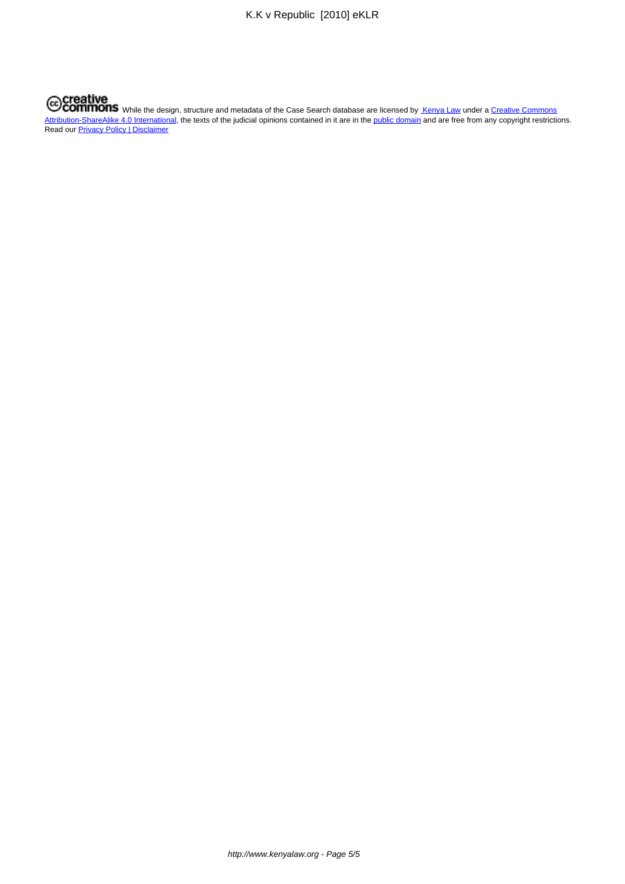While the design, structure and metadata of the Case Search database are licensed by Kenya Law under a Creative Commons Attribution-ShareAlike 4.0 International, the texts of the judicial opinions contained in it are in the public domain and are free from any copyright restrictions. Read our Privacy Policy | Disclaimer